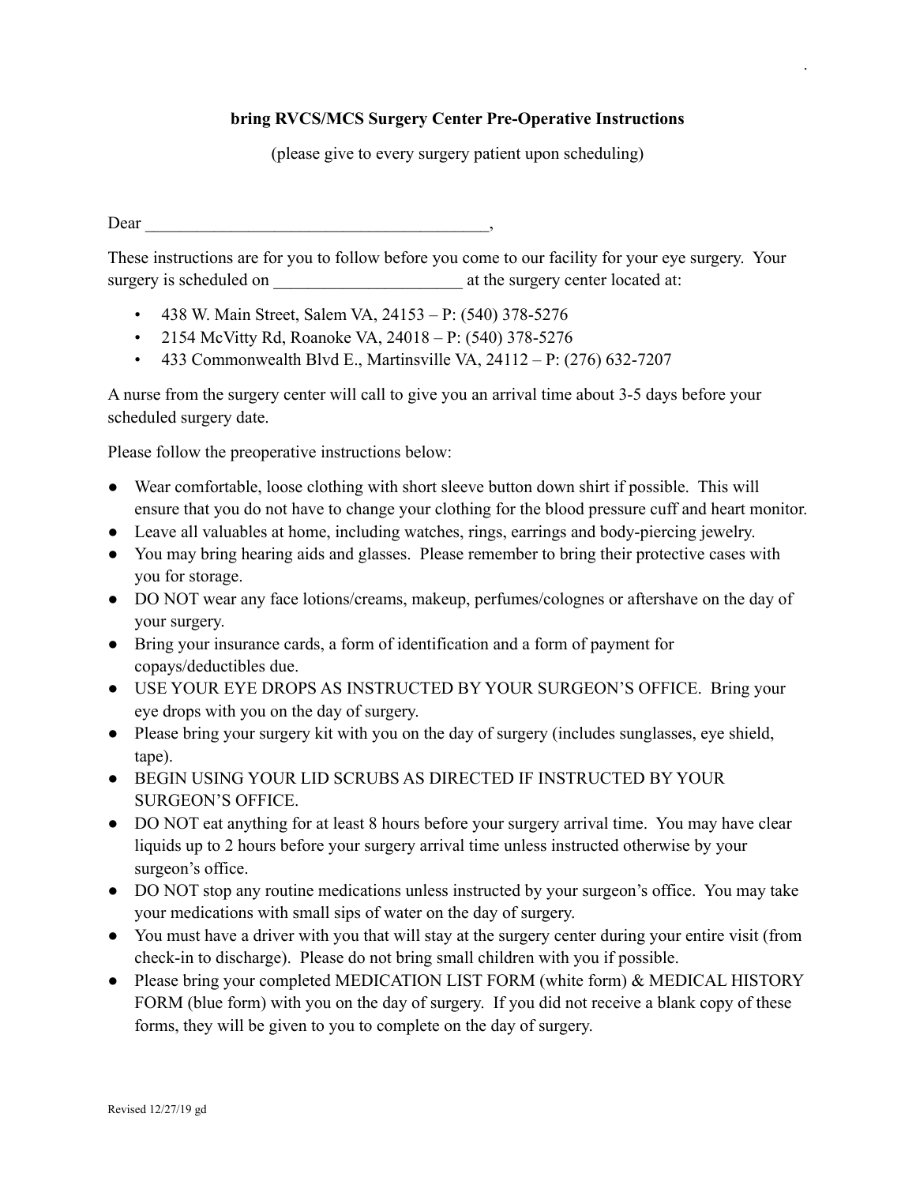**bring RVCS/MCS Surgery Center Pre-Operative Instructions**

(please give to every surgery patient upon scheduling)

Dear ________________________________________,

These instructions are for you to follow before you come to our facility for your eye surgery. Your surgery is scheduled on ______________________ at the surgery center located at:

- 438 W. Main Street, Salem VA, 24153 – P: (540) 378-5276
- 2154 McVitty Rd, Roanoke VA, 24018 – P: (540) 378-5276
- 433 Commonwealth Blvd E., Martinsville VA, 24112 – P: (276) 632-7207

A nurse from the surgery center will call to give you an arrival time about 3-5 days before your scheduled surgery date.

Please follow the preoperative instructions below:

- Wear comfortable, loose clothing with short sleeve button down shirt if possible. This will ensure that you do not have to change your clothing for the blood pressure cuff and heart monitor.
- Leave all valuables at home, including watches, rings, earrings and body-piercing jewelry.
- You may bring hearing aids and glasses. Please remember to bring their protective cases with you for storage.
- DO NOT wear any face lotions/creams, makeup, perfumes/colognes or aftershave on the day of your surgery.
- Bring your insurance cards, a form of identification and a form of payment for copays/deductibles due.
- USE YOUR EYE DROPS AS INSTRUCTED BY YOUR SURGEON'S OFFICE. Bring your eye drops with you on the day of surgery.
- Please bring your surgery kit with you on the day of surgery (includes sunglasses, eye shield, tape).
- BEGIN USING YOUR LID SCRUBS AS DIRECTED IF INSTRUCTED BY YOUR SURGEON'S OFFICE.
- DO NOT eat anything for at least 8 hours before your surgery arrival time. You may have clear liquids up to 2 hours before your surgery arrival time unless instructed otherwise by your surgeon's office.
- DO NOT stop any routine medications unless instructed by your surgeon's office. You may take your medications with small sips of water on the day of surgery.
- You must have a driver with you that will stay at the surgery center during your entire visit (from check-in to discharge). Please do not bring small children with you if possible.
- Please bring your completed MEDICATION LIST FORM (white form) & MEDICAL HISTORY FORM (blue form) with you on the day of surgery. If you did not receive a blank copy of these forms, they will be given to you to complete on the day of surgery.

Revised 12/27/19 gd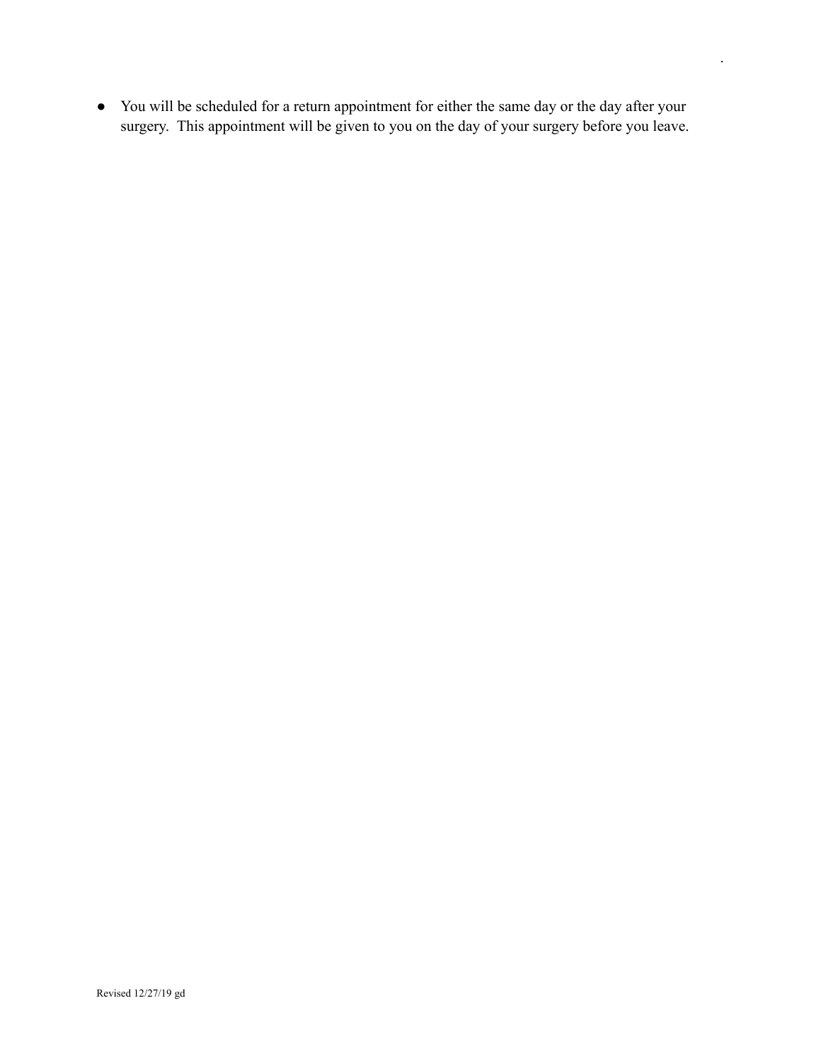- You will be scheduled for a return appointment for either the same day or the day after your surgery. This appointment will be given to you on the day of your surgery before you leave.

Revised 12/27/19 gd